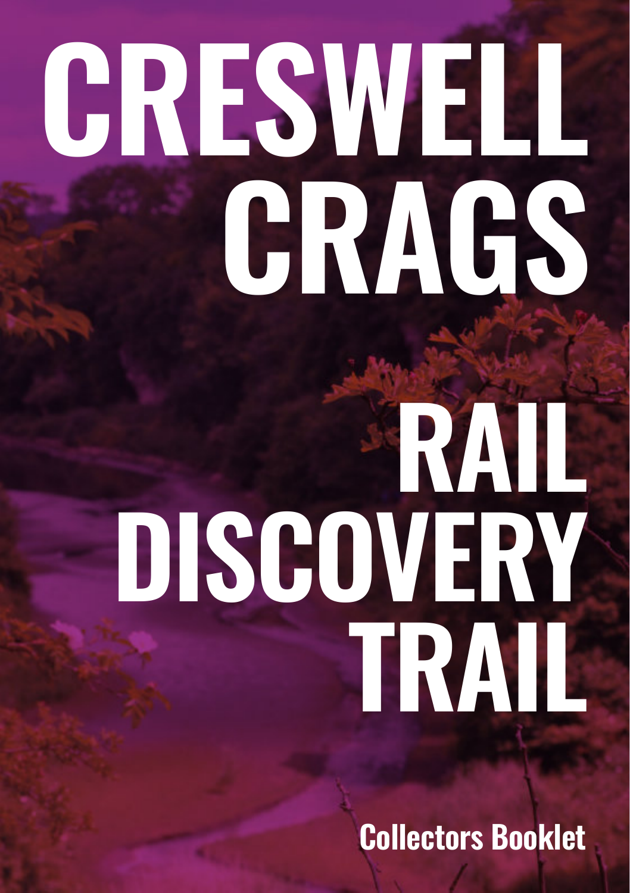# CRESWELL CRAGS

# RAIL DISCOVERY TRAIL

**Collectors Booklet**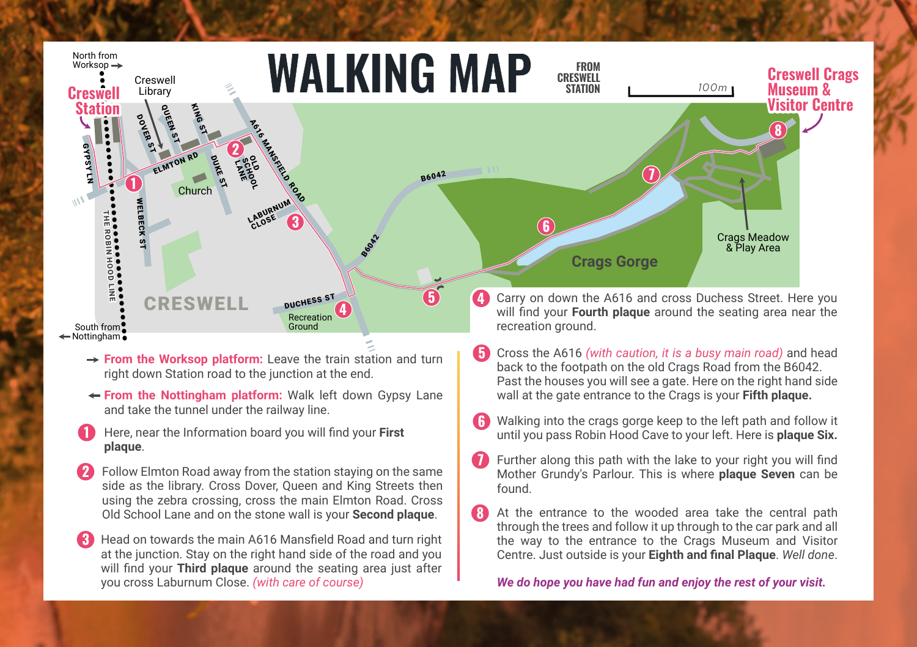# WALKING MAP

FROM CRESWELL STATION

→ **From the Worksop platform:** Leave the train station and turn right down Station road to the junction at the end.

← **From the Nottingham platform:** Walk left down Gypsy Lane and take the tunnel under the railway line.

1. Here, near the Information board you will find your **First plaque**.

2. Follow Elmton Road away from the station staying on the same side as the library. Cross Dover, Queen and King Streets then using the zebra crossing, cross the main Elmton Road. Cross Old School Lane and on the stone wall is your **Second plaque**.

3. Head on towards the main A616 Mansfield Road and turn right at the junction. Stay on the right hand side of the road and you will find your **Third plaque** around the seating area just after you cross Laburnum Close. *(with care of course)*

4. Carry on down the A616 and cross Duchess Street. Here you will find your **Fourth plaque** around the seating area near the recreation ground.

5. Cross the A616 *(with caution, it is a busy main road)* and head back to the footpath on the old Crags Road from the B6042. Past the houses you will see a gate. Here on the right hand side wall at the gate entrance to the Crags is your **Fifth plaque.**

6. Walking into the crags gorge keep to the left path and follow it until you pass Robin Hood Cave to your left. Here is **plaque Six.**

7. Further along this path with the lake to your right you will find Mother Grundy's Parlour. This is where **plaque Seven** can be found.

8. At the entrance to the wooded area take the central path through the trees and follow it up through to the car park and all the way to the entrance to the Crags Museum and Visitor Centre. Just outside is your **Eighth and final Plaque**. *Well done*.

***We do hope you have had fun and enjoy the rest of your visit.***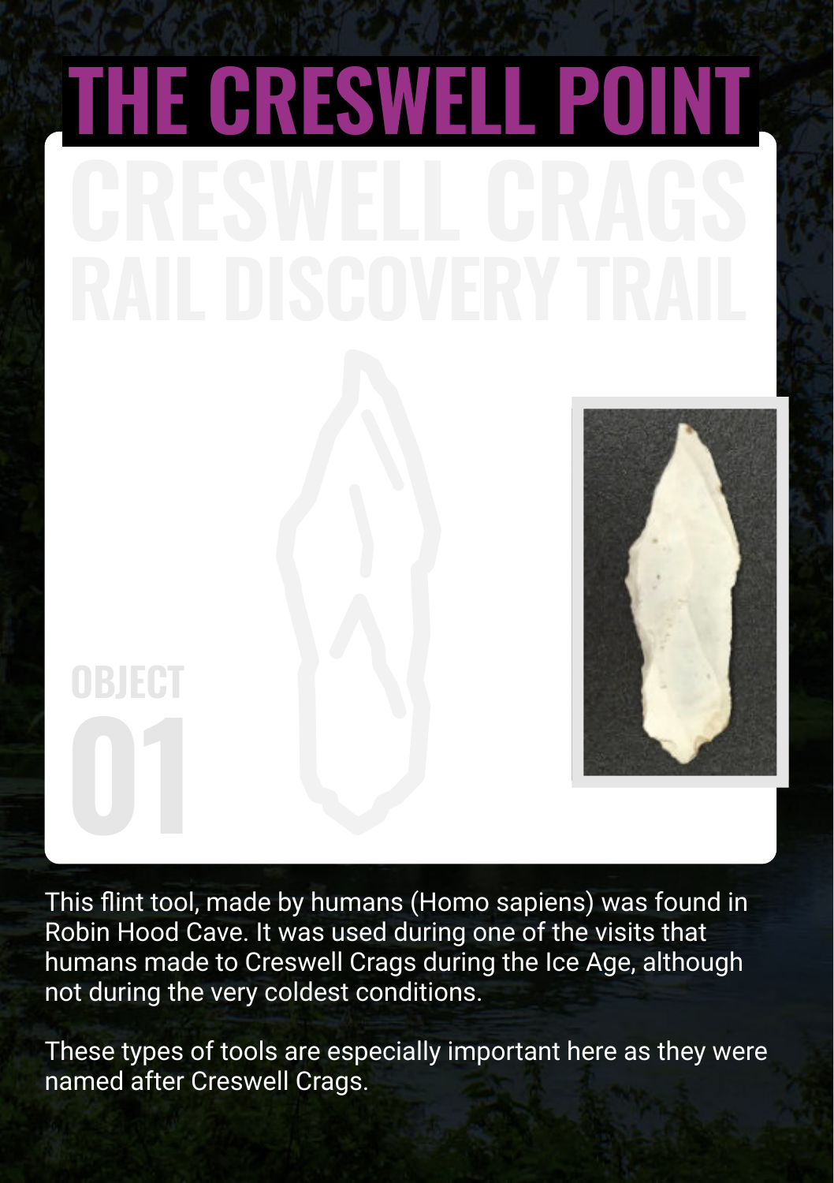# THE CRESWELL POINT

CRESWELL CRAGS RAIL DISCOVERY TRAIL

OBJECT 01

This flint tool, made by humans (Homo sapiens) was found in Robin Hood Cave. It was used during one of the visits that humans made to Creswell Crags during the Ice Age, although not during the very coldest conditions.

These types of tools are especially important here as they were named after Creswell Crags.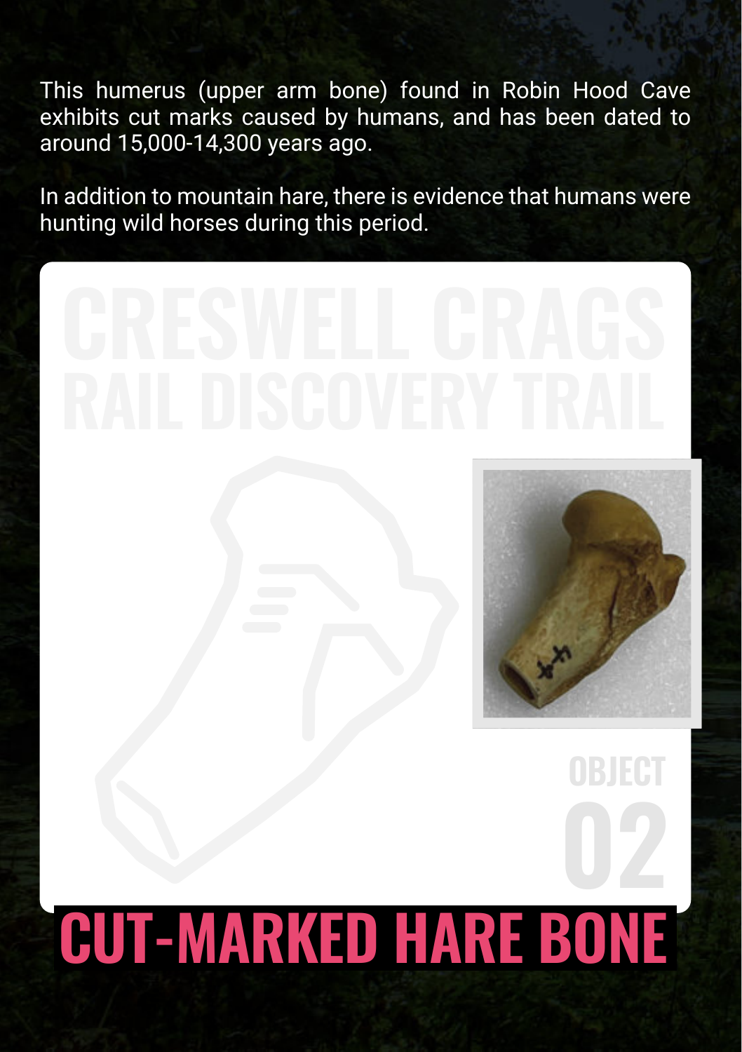This humerus (upper arm bone) found in Robin Hood Cave exhibits cut marks caused by humans, and has been dated to around 15,000-14,300 years ago.

In addition to mountain hare, there is evidence that humans were hunting wild horses during this period.

CRESWELL CRAGS RAIL DISCOVERY TRAIL

OBJECT 02

# CUT-MARKED HARE BONE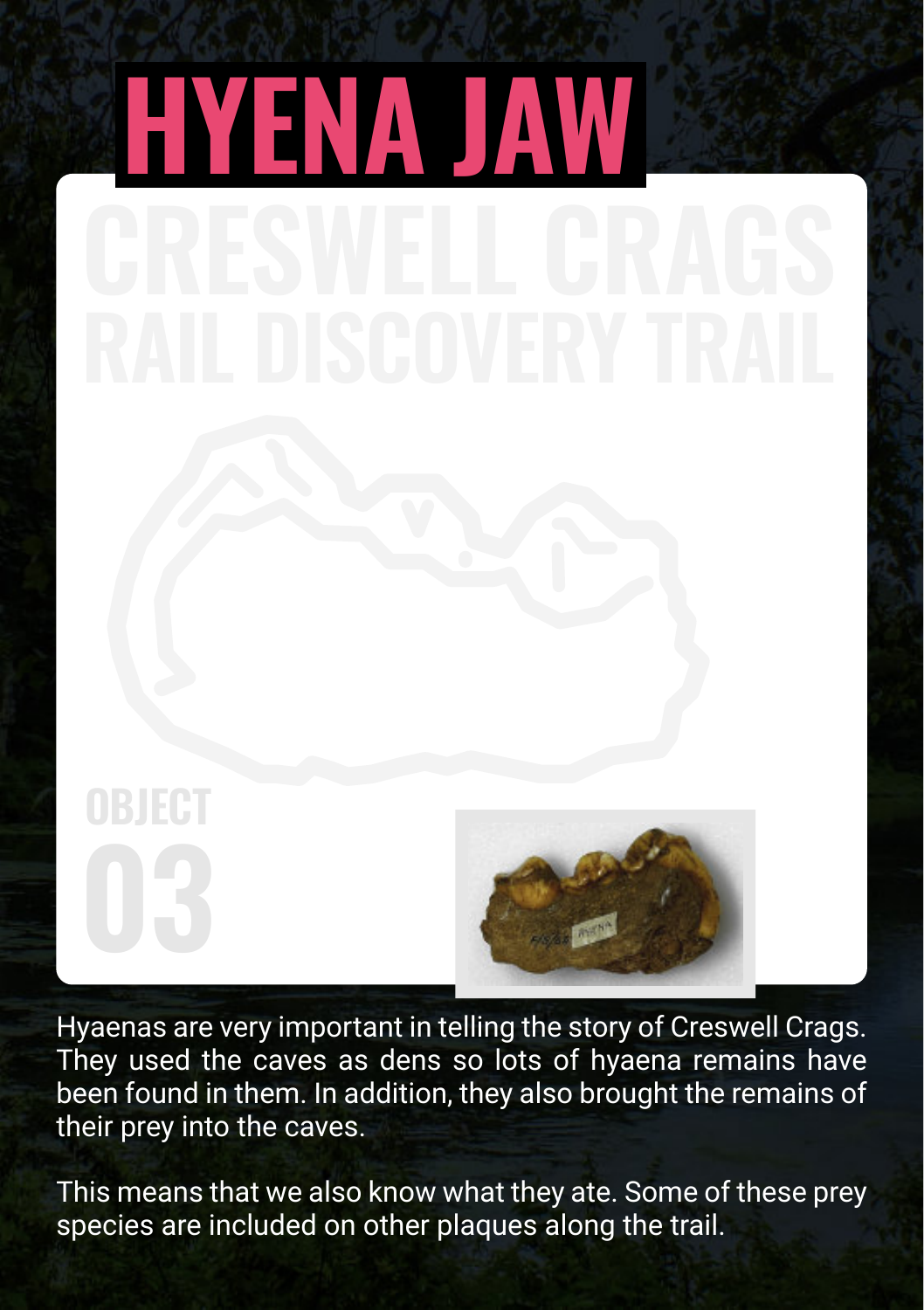# HYENA JAW

CRESWELL CRAGS RAIL DISCOVERY TRAIL

OBJECT 03

Hyaenas are very important in telling the story of Creswell Crags. They used the caves as dens so lots of hyaena remains have been found in them. In addition, they also brought the remains of their prey into the caves.

This means that we also know what they ate. Some of these prey species are included on other plaques along the trail.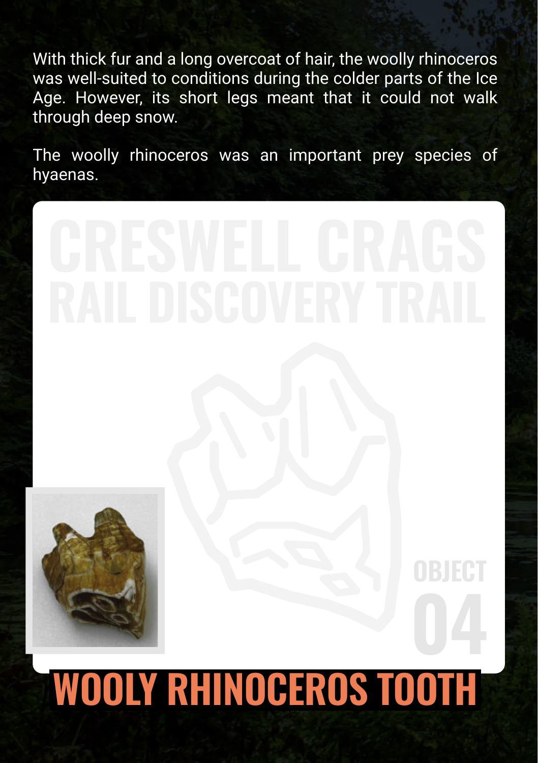With thick fur and a long overcoat of hair, the woolly rhinoceros was well-suited to conditions during the colder parts of the Ice Age. However, its short legs meant that it could not walk through deep snow.

The woolly rhinoceros was an important prey species of hyaenas.

CRESWELL CRAGS RAIL DISCOVERY TRAIL

OBJECT 04

# WOOLY RHINOCEROS TOOTH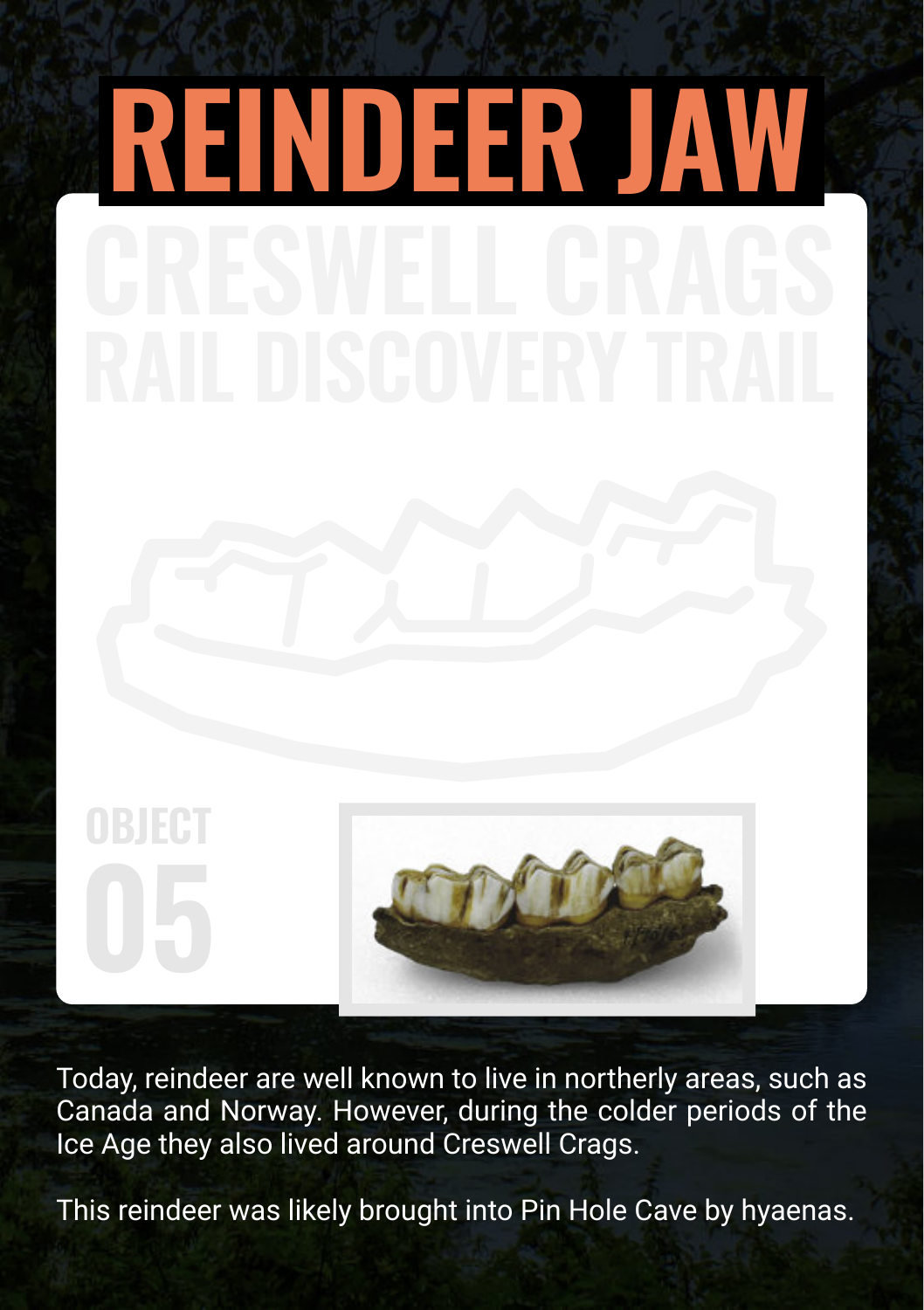# REINDEER JAW

## CRESWELL CRAGS RAIL DISCOVERY TRAIL

OBJECT 05

Today, reindeer are well known to live in northerly areas, such as Canada and Norway. However, during the colder periods of the Ice Age they also lived around Creswell Crags.

This reindeer was likely brought into Pin Hole Cave by hyaenas.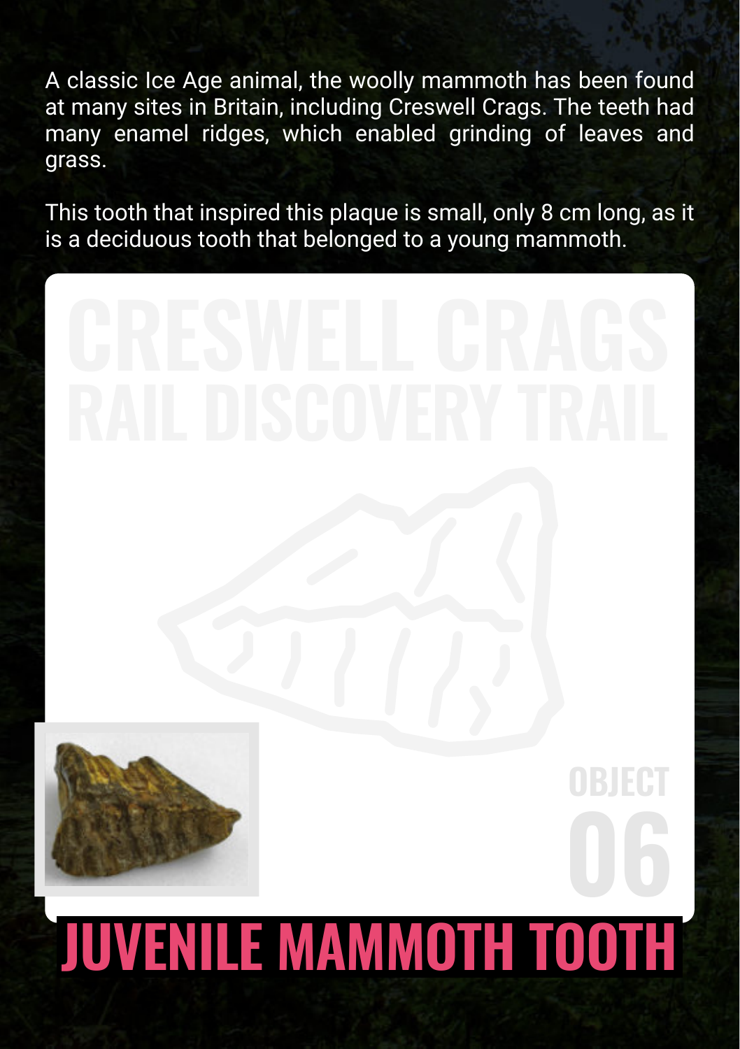A classic Ice Age animal, the woolly mammoth has been found at many sites in Britain, including Creswell Crags. The teeth had many enamel ridges, which enabled grinding of leaves and grass.

This tooth that inspired this plaque is small, only 8 cm long, as it is a deciduous tooth that belonged to a young mammoth.

CRESWELL CRAGS RAIL DISCOVERY TRAIL

OBJECT 06

# JUVENILE MAMMOTH TOOTH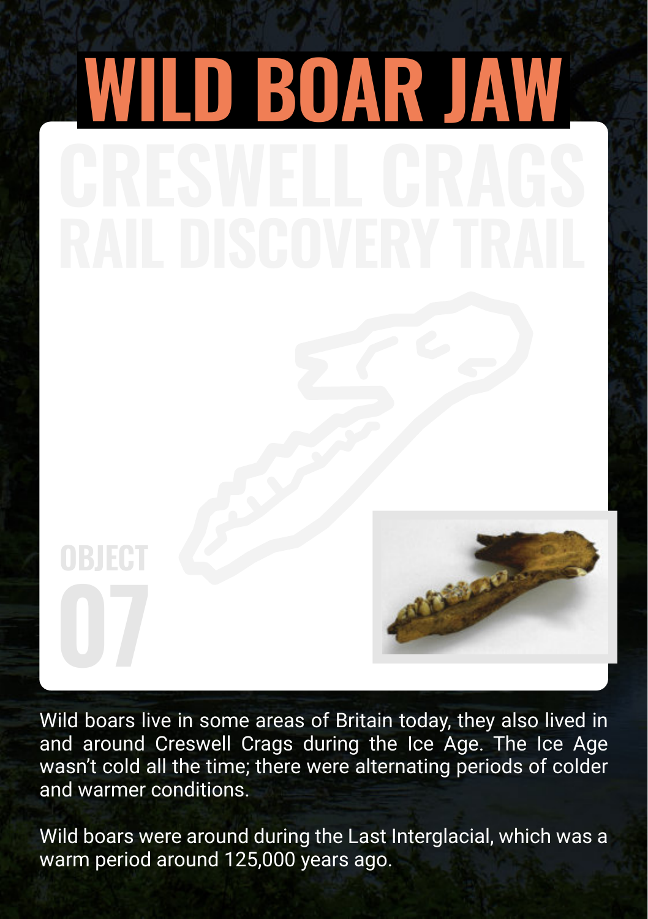# WILD BOAR JAW

CRESWELL CRAGS
RAIL DISCOVERY TRAIL

OBJECT
07

Wild boars live in some areas of Britain today, they also lived in and around Creswell Crags during the Ice Age. The Ice Age wasn't cold all the time; there were alternating periods of colder and warmer conditions.

Wild boars were around during the Last Interglacial, which was a warm period around 125,000 years ago.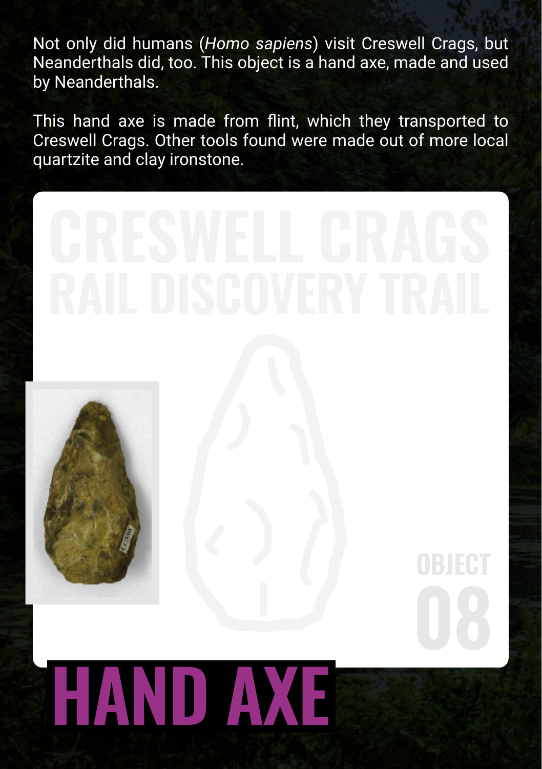Not only did humans (*Homo sapiens*) visit Creswell Crags, but Neanderthals did, too. This object is a hand axe, made and used by Neanderthals.

This hand axe is made from flint, which they transported to Creswell Crags. Other tools found were made out of more local quartzite and clay ironstone.

CRESWELL CRAGS RAIL DISCOVERY TRAIL

OBJECT 08

# HAND AXE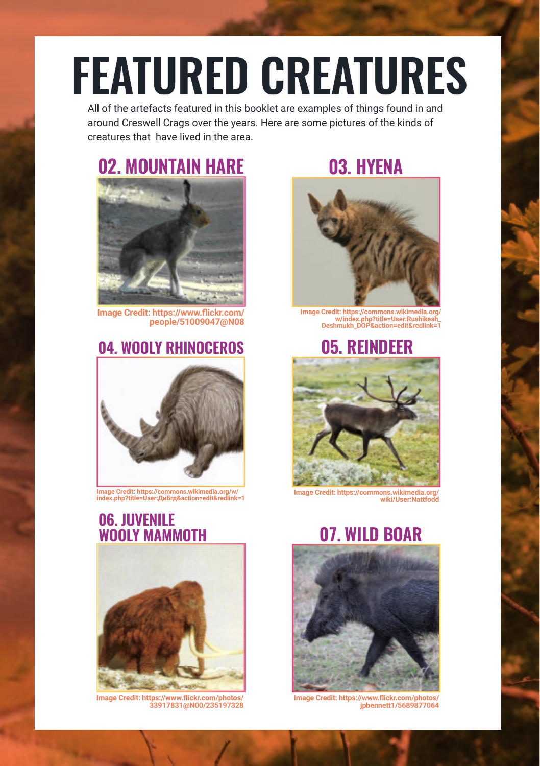# FEATURED CREATURES

All of the artefacts featured in this booklet are examples of things found in and around Creswell Crags over the years. Here are some pictures of the kinds of creatures that have lived in the area.

## 02. MOUNTAIN HARE

**Image Credit: https://www.flickr.com/people/51009047@N08**

## 03. HYENA

**Image Credit: https://commons.wikimedia.org/w/index.php?title=User:Rushikesh_Deshmukh_DOP&action=edit&redlink=1**

## 04. WOOLY RHINOCEROS

**Image Credit: https://commons.wikimedia.org/w/index.php?title=User:ДиБгд&action=edit&redlink=1**

## 05. REINDEER

**Image Credit: https://commons.wikimedia.org/wiki/User:Nattfodd**

## 06. JUVENILE WOOLY MAMMOTH

**Image Credit: https://www.flickr.com/photos/33917831@N00/235197328**

## 07. WILD BOAR

**Image Credit: https://www.flickr.com/photos/jpbennett1/5689877064**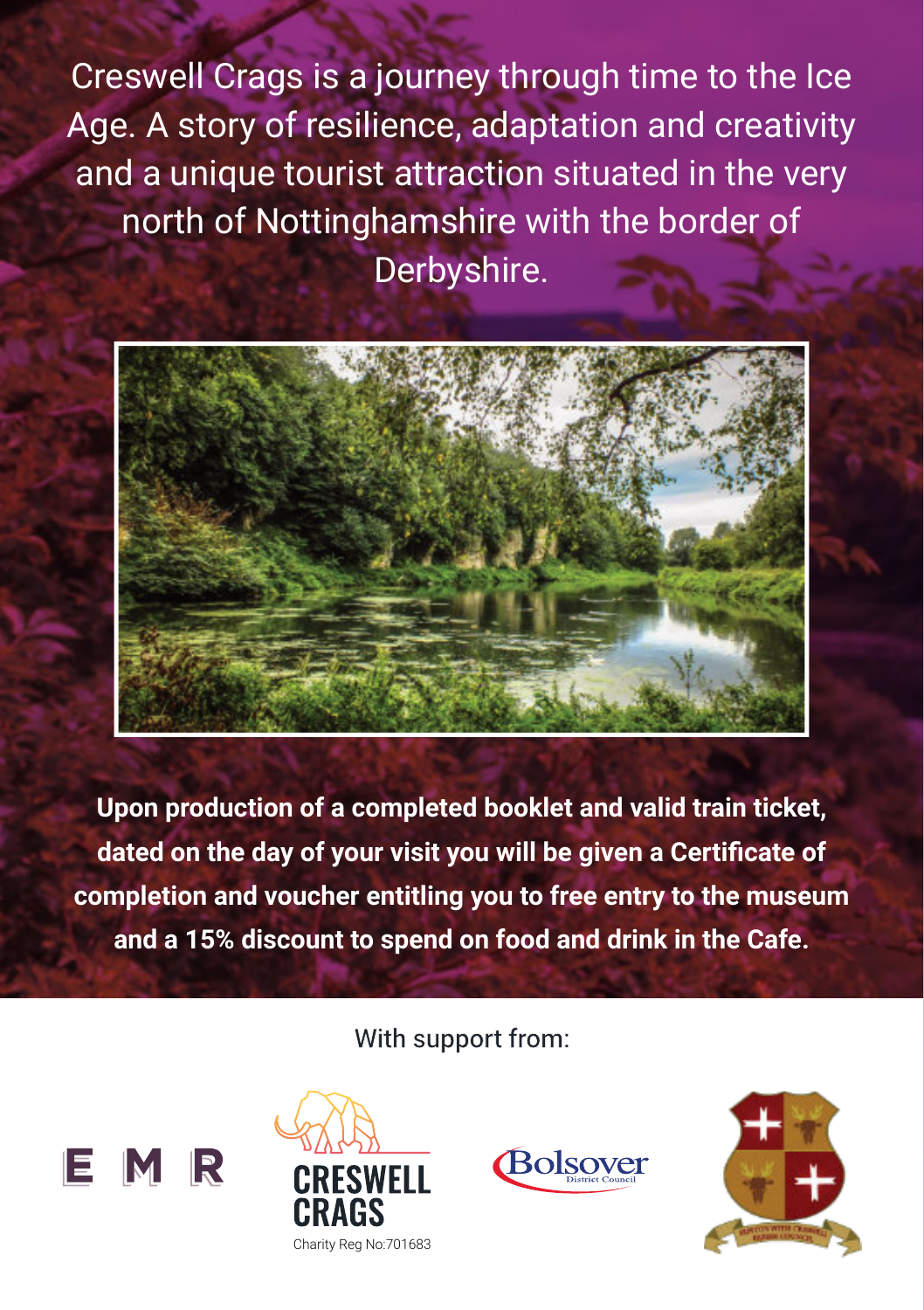Creswell Crags is a journey through time to the Ice Age. A story of resilience, adaptation and creativity and a unique tourist attraction situated in the very north of Nottinghamshire with the border of Derbyshire.

**Upon production of a completed booklet and valid train ticket, dated on the day of your visit you will be given a Certificate of completion and voucher entitling you to free entry to the museum and a 15% discount to spend on food and drink in the Cafe.**

With support from:

EMR

CRESWELL CRAGS

Charity Reg No:701683

Bolsover District Council